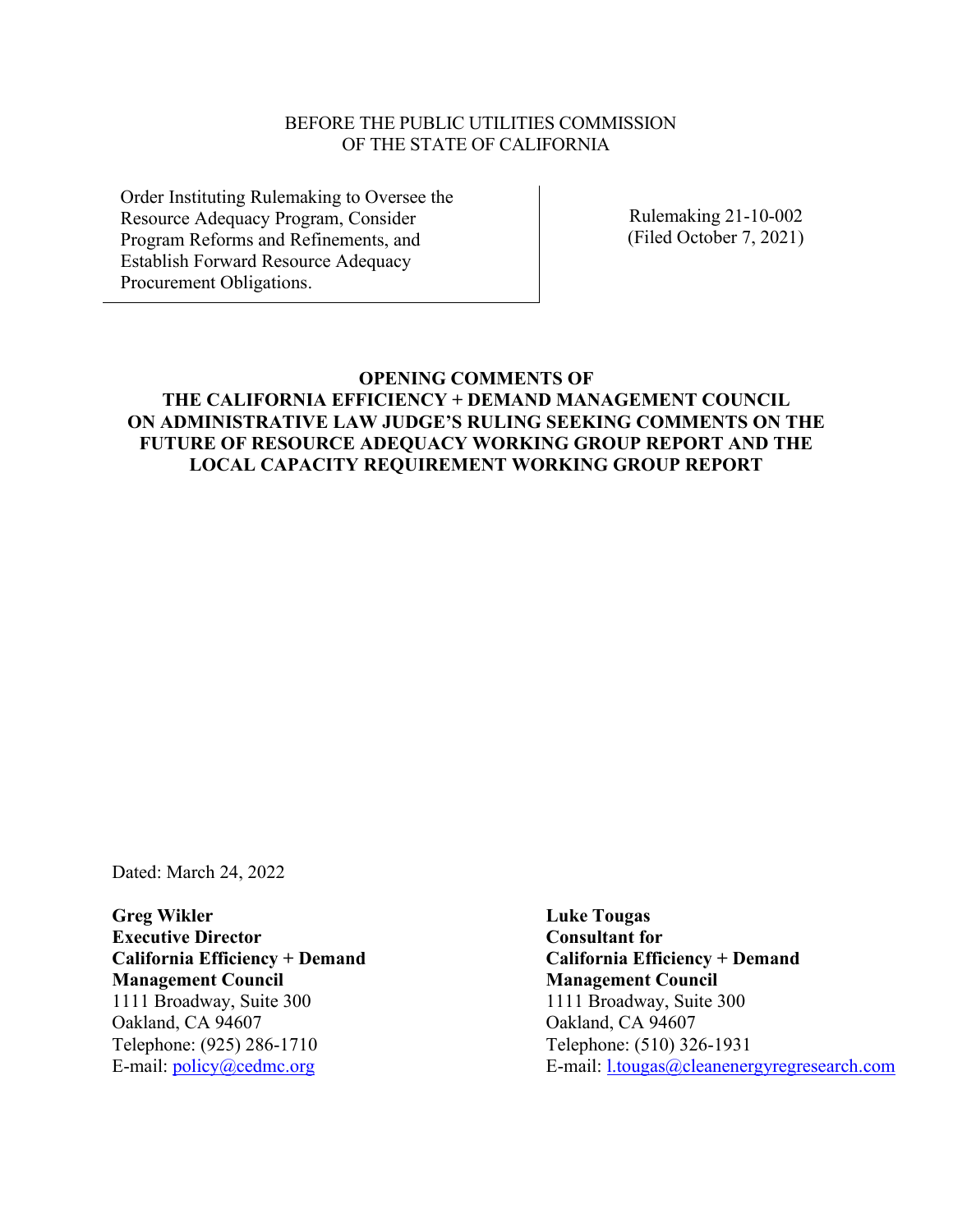BEFORE THE PUBLIC UTILITIES COMMISSION
OF THE STATE OF CALIFORNIA

| Order Instituting Rulemaking to Oversee the Resource Adequacy Program, Consider Program Reforms and Refinements, and Establish Forward Resource Adequacy Procurement Obligations. | Rulemaking 21-10-002 (Filed October 7, 2021) |
|---|---|

# OPENING COMMENTS OF THE CALIFORNIA EFFICIENCY + DEMAND MANAGEMENT COUNCIL ON ADMINISTRATIVE LAW JUDGE'S RULING SEEKING COMMENTS ON THE FUTURE OF RESOURCE ADEQUACY WORKING GROUP REPORT AND THE LOCAL CAPACITY REQUIREMENT WORKING GROUP REPORT

Dated: March 24, 2022

**Greg Wikler**
**Executive Director**
**California Efficiency + Demand Management Council**
1111 Broadway, Suite 300
Oakland, CA 94607
Telephone: (925) 286-1710
E-mail: policy@cedmc.org

**Luke Tougas**
**Consultant for**
**California Efficiency + Demand Management Council**
1111 Broadway, Suite 300
Oakland, CA 94607
Telephone: (510) 326-1931
E-mail: l.tougas@cleanenergyregresearch.com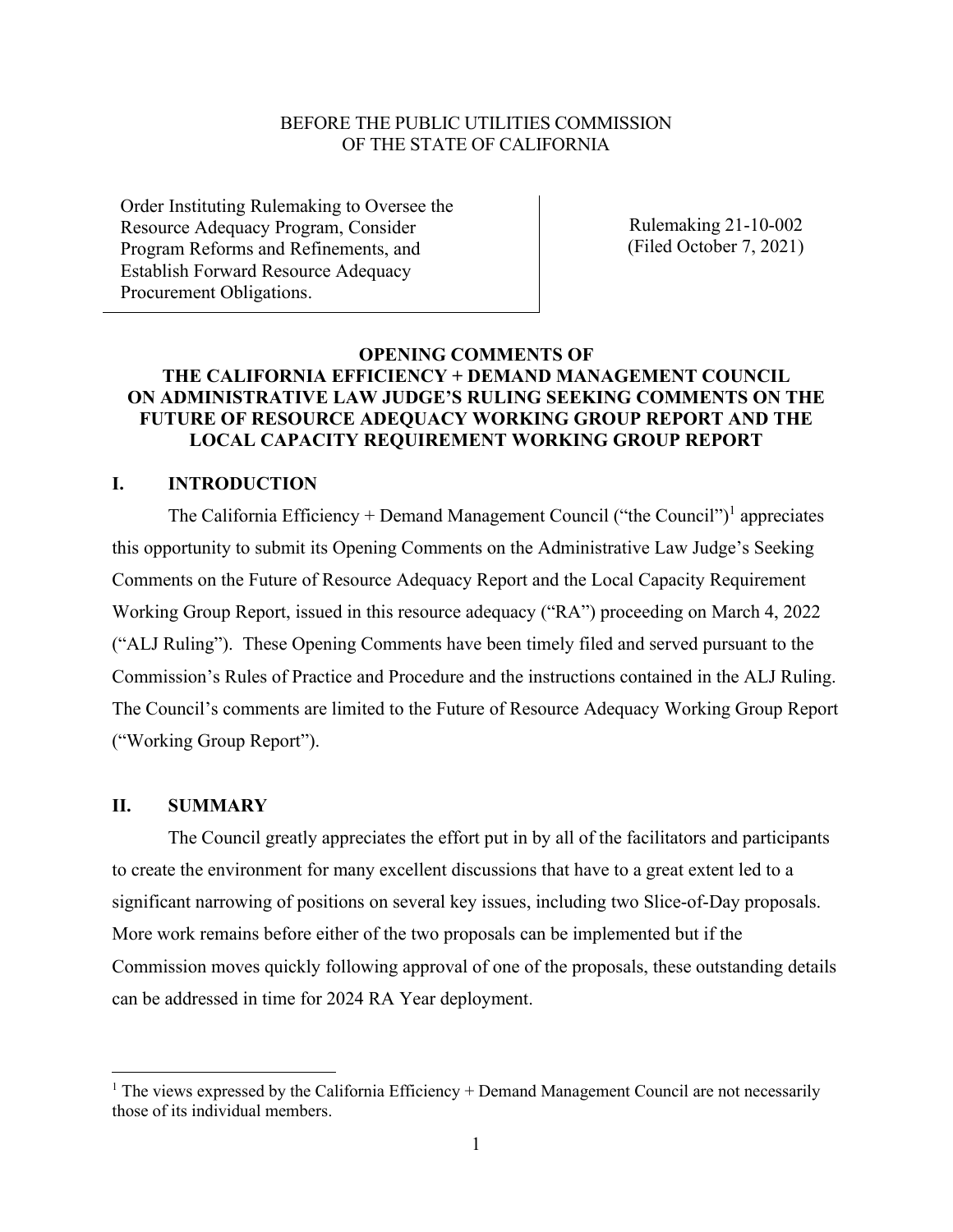BEFORE THE PUBLIC UTILITIES COMMISSION
OF THE STATE OF CALIFORNIA

| Order Instituting Rulemaking to Oversee the Resource Adequacy Program, Consider Program Reforms and Refinements, and Establish Forward Resource Adequacy Procurement Obligations. | Rulemaking 21-10-002 (Filed October 7, 2021) |
| --- | --- |

**OPENING COMMENTS OF THE CALIFORNIA EFFICIENCY + DEMAND MANAGEMENT COUNCIL ON ADMINISTRATIVE LAW JUDGE'S RULING SEEKING COMMENTS ON THE FUTURE OF RESOURCE ADEQUACY WORKING GROUP REPORT AND THE LOCAL CAPACITY REQUIREMENT WORKING GROUP REPORT**

## I. INTRODUCTION

The California Efficiency + Demand Management Council ("the Council")[1] appreciates this opportunity to submit its Opening Comments on the Administrative Law Judge's Seeking Comments on the Future of Resource Adequacy Report and the Local Capacity Requirement Working Group Report, issued in this resource adequacy ("RA") proceeding on March 4, 2022 ("ALJ Ruling"). These Opening Comments have been timely filed and served pursuant to the Commission's Rules of Practice and Procedure and the instructions contained in the ALJ Ruling. The Council's comments are limited to the Future of Resource Adequacy Working Group Report ("Working Group Report").

## II. SUMMARY

The Council greatly appreciates the effort put in by all of the facilitators and participants to create the environment for many excellent discussions that have to a great extent led to a significant narrowing of positions on several key issues, including two Slice-of-Day proposals. More work remains before either of the two proposals can be implemented but if the Commission moves quickly following approval of one of the proposals, these outstanding details can be addressed in time for 2024 RA Year deployment.

[1] The views expressed by the California Efficiency + Demand Management Council are not necessarily those of its individual members.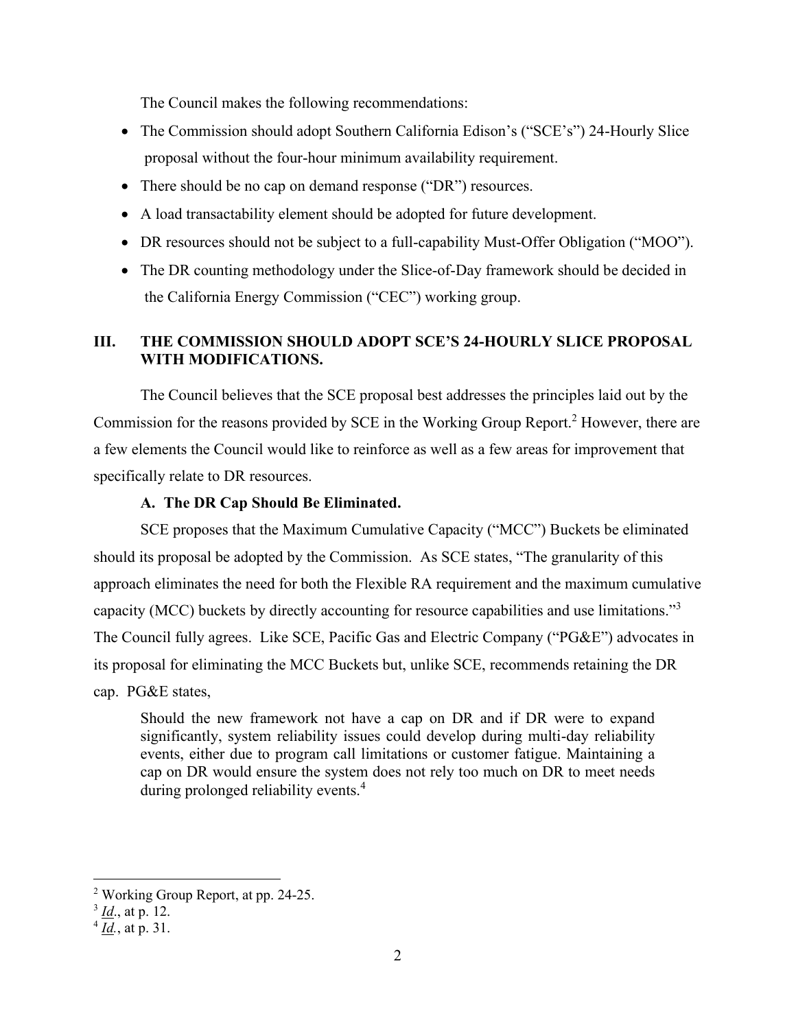The Council makes the following recommendations:

- The Commission should adopt Southern California Edison's ("SCE's") 24-Hourly Slice proposal without the four-hour minimum availability requirement.
- There should be no cap on demand response ("DR") resources.
- A load transactability element should be adopted for future development.
- DR resources should not be subject to a full-capability Must-Offer Obligation ("MOO").
- The DR counting methodology under the Slice-of-Day framework should be decided in the California Energy Commission ("CEC") working group.

## III. THE COMMISSION SHOULD ADOPT SCE'S 24-HOURLY SLICE PROPOSAL WITH MODIFICATIONS.

The Council believes that the SCE proposal best addresses the principles laid out by the Commission for the reasons provided by SCE in the Working Group Report.[2] However, there are a few elements the Council would like to reinforce as well as a few areas for improvement that specifically relate to DR resources.

### A. The DR Cap Should Be Eliminated.

SCE proposes that the Maximum Cumulative Capacity ("MCC") Buckets be eliminated should its proposal be adopted by the Commission. As SCE states, "The granularity of this approach eliminates the need for both the Flexible RA requirement and the maximum cumulative capacity (MCC) buckets by directly accounting for resource capabilities and use limitations."[3] The Council fully agrees. Like SCE, Pacific Gas and Electric Company ("PG&E") advocates in its proposal for eliminating the MCC Buckets but, unlike SCE, recommends retaining the DR cap. PG&E states,

> Should the new framework not have a cap on DR and if DR were to expand significantly, system reliability issues could develop during multi-day reliability events, either due to program call limitations or customer fatigue. Maintaining a cap on DR would ensure the system does not rely too much on DR to meet needs during prolonged reliability events.[4]

---

[2] Working Group Report, at pp. 24-25.

[3] *Id*., at p. 12.

[4] *Id.*, at p. 31.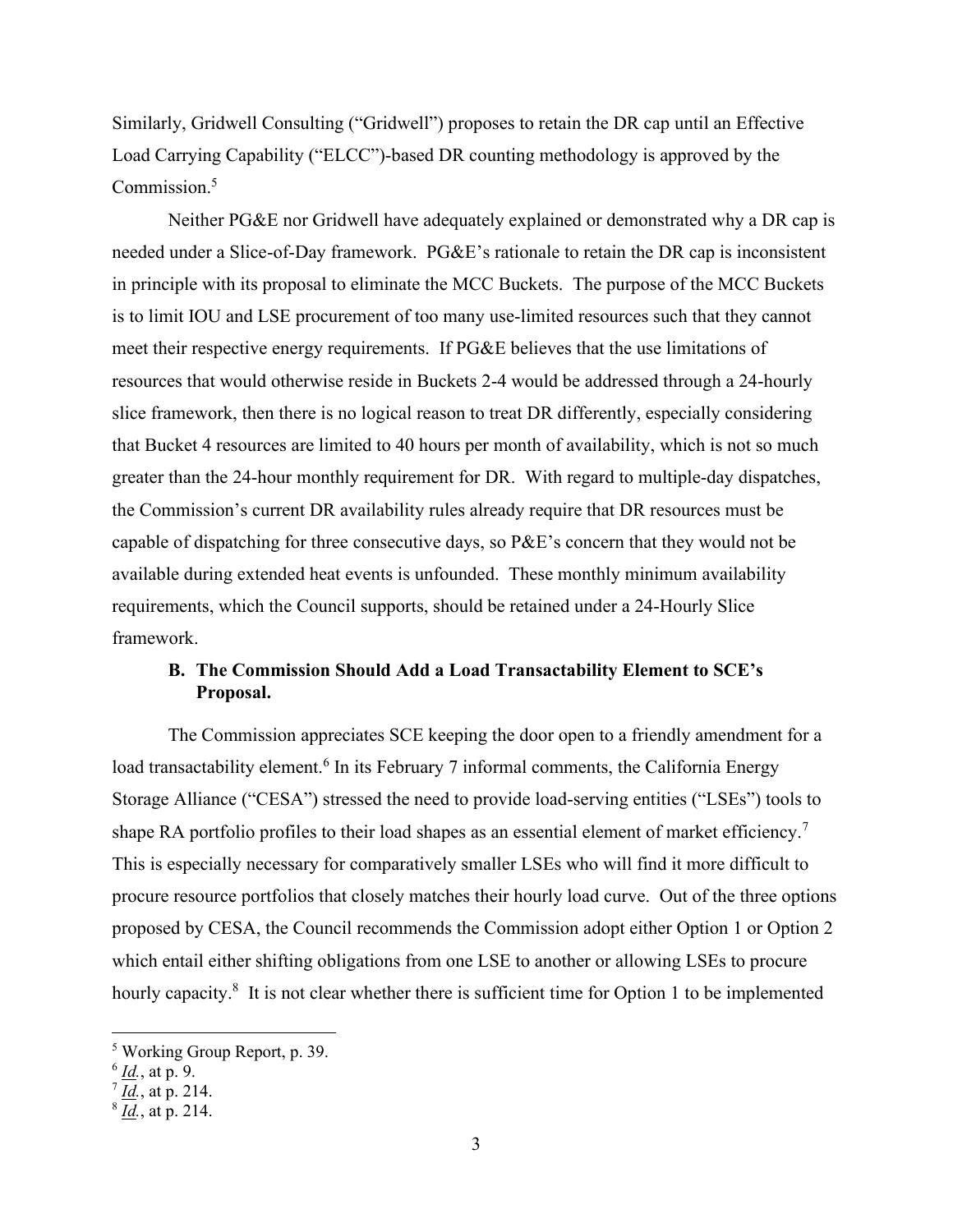Similarly, Gridwell Consulting ("Gridwell") proposes to retain the DR cap until an Effective Load Carrying Capability ("ELCC")-based DR counting methodology is approved by the Commission.[5]

Neither PG&E nor Gridwell have adequately explained or demonstrated why a DR cap is needed under a Slice-of-Day framework. PG&E's rationale to retain the DR cap is inconsistent in principle with its proposal to eliminate the MCC Buckets. The purpose of the MCC Buckets is to limit IOU and LSE procurement of too many use-limited resources such that they cannot meet their respective energy requirements. If PG&E believes that the use limitations of resources that would otherwise reside in Buckets 2-4 would be addressed through a 24-hourly slice framework, then there is no logical reason to treat DR differently, especially considering that Bucket 4 resources are limited to 40 hours per month of availability, which is not so much greater than the 24-hour monthly requirement for DR. With regard to multiple-day dispatches, the Commission's current DR availability rules already require that DR resources must be capable of dispatching for three consecutive days, so P&E's concern that they would not be available during extended heat events is unfounded. These monthly minimum availability requirements, which the Council supports, should be retained under a 24-Hourly Slice framework.

### B. The Commission Should Add a Load Transactability Element to SCE's Proposal.

The Commission appreciates SCE keeping the door open to a friendly amendment for a load transactability element.[6] In its February 7 informal comments, the California Energy Storage Alliance ("CESA") stressed the need to provide load-serving entities ("LSEs") tools to shape RA portfolio profiles to their load shapes as an essential element of market efficiency.[7] This is especially necessary for comparatively smaller LSEs who will find it more difficult to procure resource portfolios that closely matches their hourly load curve. Out of the three options proposed by CESA, the Council recommends the Commission adopt either Option 1 or Option 2 which entail either shifting obligations from one LSE to another or allowing LSEs to procure hourly capacity.[8] It is not clear whether there is sufficient time for Option 1 to be implemented

---

[5] Working Group Report, p. 39.

[6] *Id.*, at p. 9.

[7] *Id.*, at p. 214.

[8] *Id.*, at p. 214.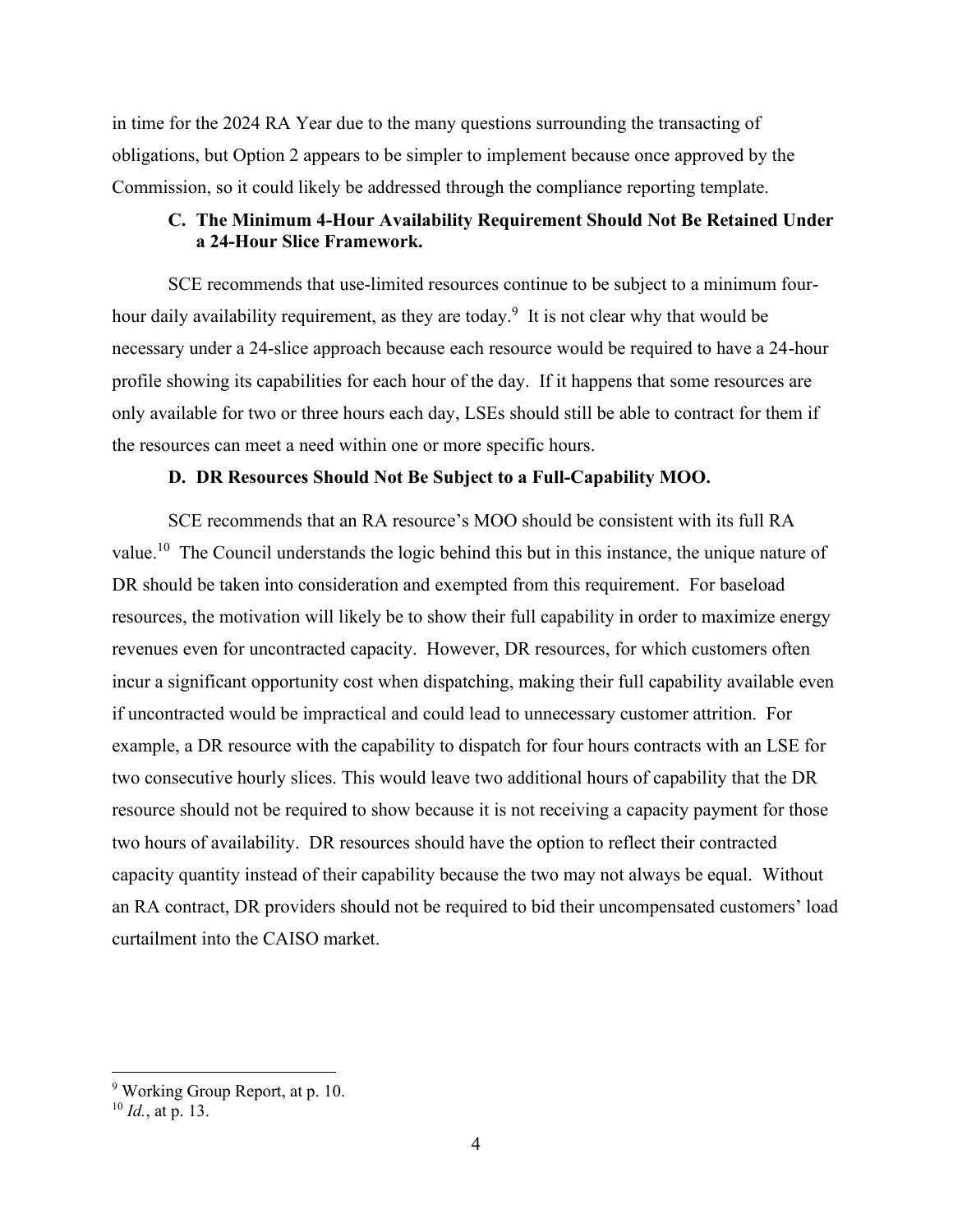in time for the 2024 RA Year due to the many questions surrounding the transacting of obligations, but Option 2 appears to be simpler to implement because once approved by the Commission, so it could likely be addressed through the compliance reporting template.

### C. The Minimum 4-Hour Availability Requirement Should Not Be Retained Under a 24-Hour Slice Framework.

SCE recommends that use-limited resources continue to be subject to a minimum four-hour daily availability requirement, as they are today.[9] It is not clear why that would be necessary under a 24-slice approach because each resource would be required to have a 24-hour profile showing its capabilities for each hour of the day. If it happens that some resources are only available for two or three hours each day, LSEs should still be able to contract for them if the resources can meet a need within one or more specific hours.

### D. DR Resources Should Not Be Subject to a Full-Capability MOO.

SCE recommends that an RA resource's MOO should be consistent with its full RA value.[10] The Council understands the logic behind this but in this instance, the unique nature of DR should be taken into consideration and exempted from this requirement. For baseload resources, the motivation will likely be to show their full capability in order to maximize energy revenues even for uncontracted capacity. However, DR resources, for which customers often incur a significant opportunity cost when dispatching, making their full capability available even if uncontracted would be impractical and could lead to unnecessary customer attrition. For example, a DR resource with the capability to dispatch for four hours contracts with an LSE for two consecutive hourly slices. This would leave two additional hours of capability that the DR resource should not be required to show because it is not receiving a capacity payment for those two hours of availability. DR resources should have the option to reflect their contracted capacity quantity instead of their capability because the two may not always be equal. Without an RA contract, DR providers should not be required to bid their uncompensated customers' load curtailment into the CAISO market.

---

[9] Working Group Report, at p. 10.

[10] *Id.*, at p. 13.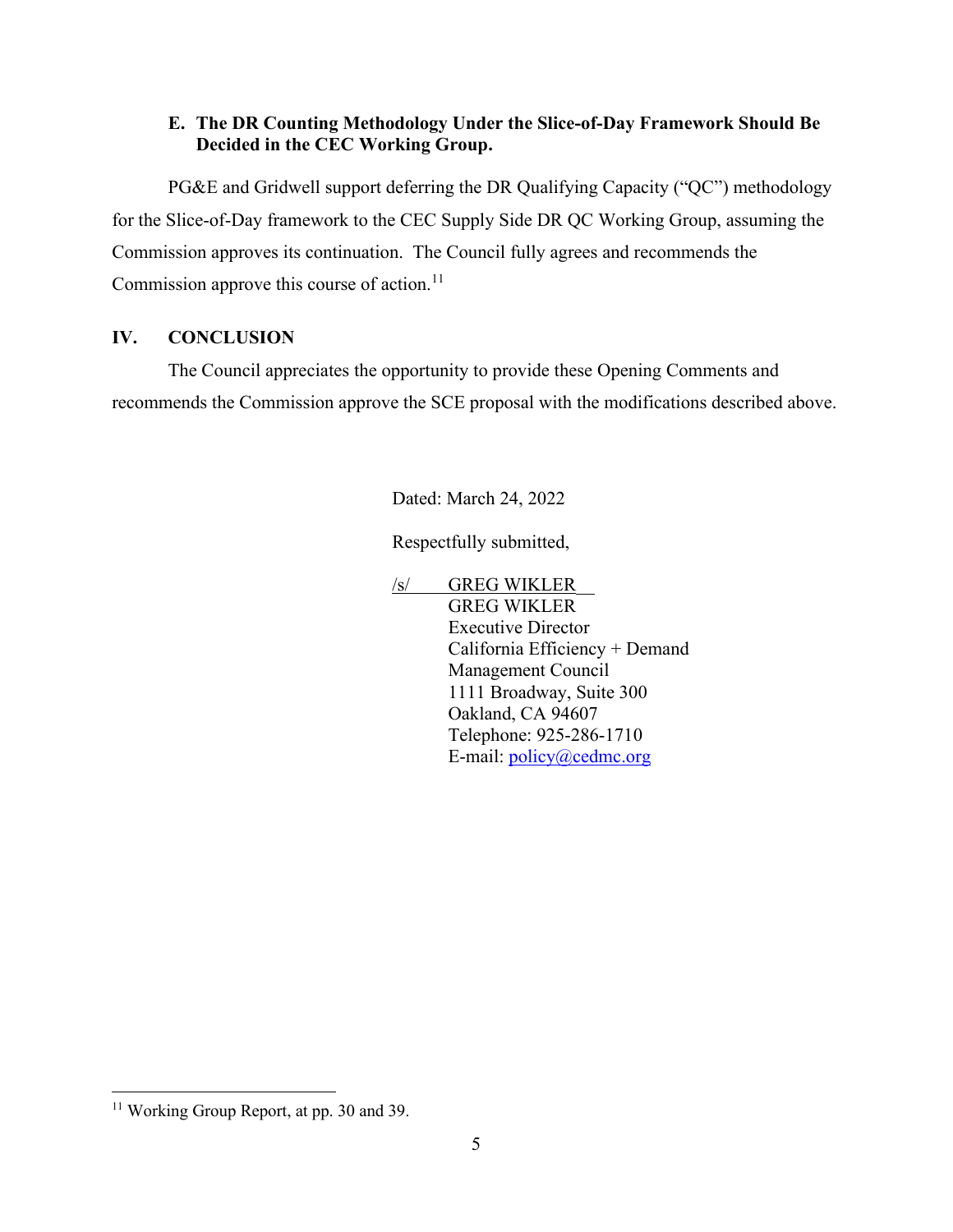### E. The DR Counting Methodology Under the Slice-of-Day Framework Should Be Decided in the CEC Working Group.

PG&E and Gridwell support deferring the DR Qualifying Capacity ("QC") methodology for the Slice-of-Day framework to the CEC Supply Side DR QC Working Group, assuming the Commission approves its continuation. The Council fully agrees and recommends the Commission approve this course of action.[11]

## IV. CONCLUSION

The Council appreciates the opportunity to provide these Opening Comments and recommends the Commission approve the SCE proposal with the modifications described above.

Dated: March 24, 2022

Respectfully submitted,

/s/ GREG WIKLER
GREG WIKLER
Executive Director
California Efficiency + Demand
Management Council
1111 Broadway, Suite 300
Oakland, CA 94607
Telephone: 925-286-1710
E-mail: policy@cedmc.org

---

[11] Working Group Report, at pp. 30 and 39.